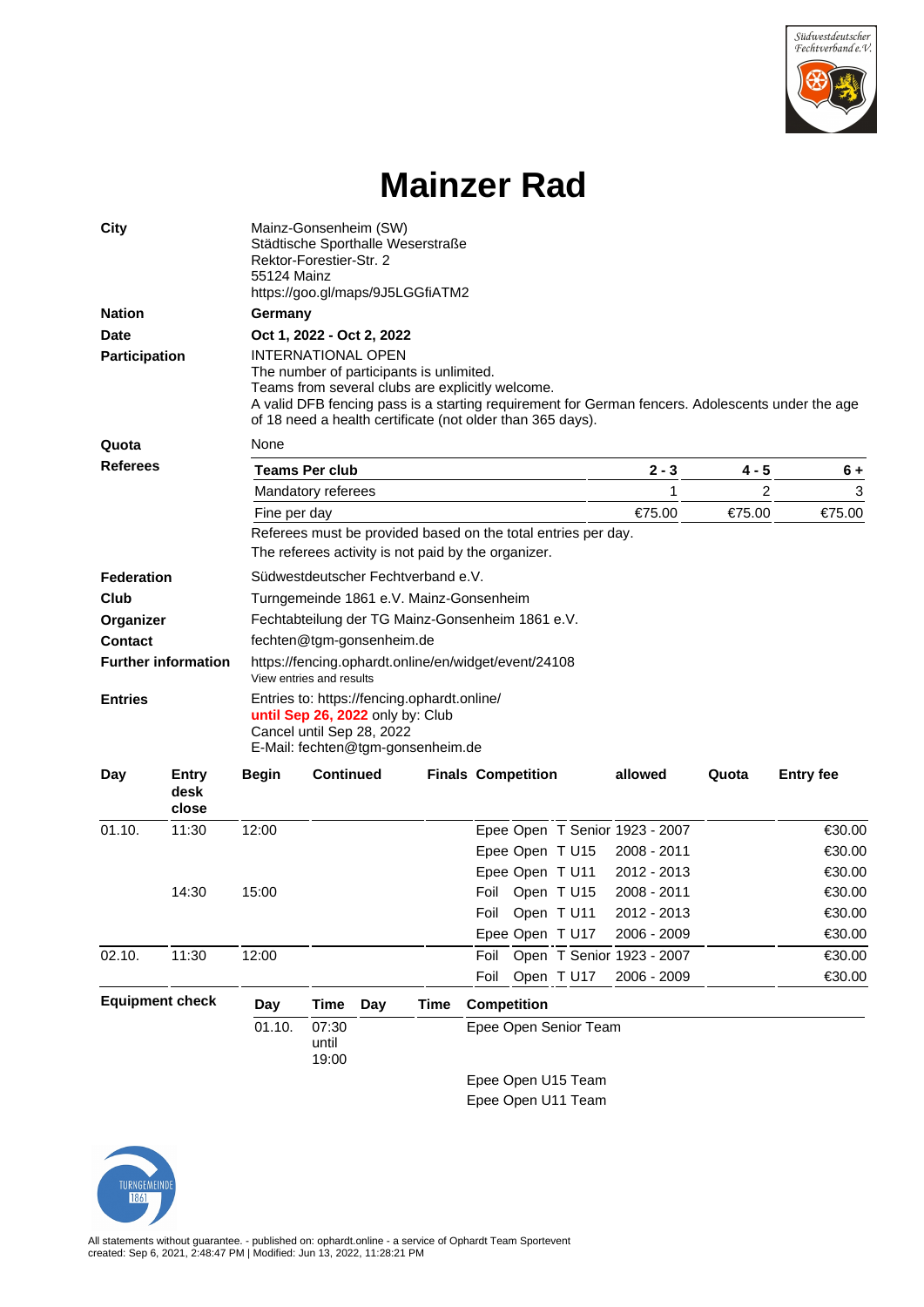# Mainzer Rad

**City**
Mainz-Gonsenheim (SW)
Städtische Sporthalle Weserstraße
Rektor-Forestier-Str. 2
55124 Mainz
https://goo.gl/maps/9J5LGGfiATM2

**Nation**
**Germany**

**Date**
**Oct 1, 2022 - Oct 2, 2022**

**Participation**
INTERNATIONAL OPEN
The number of participants is unlimited.
Teams from several clubs are explicitly welcome.
A valid DFB fencing pass is a starting requirement for German fencers. Adolescents under the age of 18 need a health certificate (not older than 365 days).

**Quota**
None

**Referees**

| Teams Per club | 2 - 3 | 4 - 5 | 6 + |
|---|---|---|---|
| Mandatory referees | 1 | 2 | 3 |
| Fine per day | €75.00 | €75.00 | €75.00 |

Referees must be provided based on the total entries per day.
The referees activity is not paid by the organizer.

**Federation**
Südwestdeutscher Fechtverband e.V.

**Club**
Turngemeinde 1861 e.V. Mainz-Gonsenheim

**Organizer**
Fechtabteilung der TG Mainz-Gonsenheim 1861 e.V.

**Contact**
fechten@tgm-gonsenheim.de

**Further information**
https://fencing.ophardt.online/en/widget/event/24108
View entries and results

**Entries**
Entries to: https://fencing.ophardt.online/
**until Sep 26, 2022** only by: Club
Cancel until Sep 28, 2022
E-Mail: fechten@tgm-gonsenheim.de

| Day | Entry desk close | Begin | Continued | Finals | Competition | allowed | Quota | Entry fee |
|---|---|---|---|---|---|---|---|---|
| 01.10. | 11:30 | 12:00 | | | Epee Open T Senior | 1923 - 2007 | | €30.00 |
| | | | | | Epee Open T U15 | 2008 - 2011 | | €30.00 |
| | | | | | Epee Open T U11 | 2012 - 2013 | | €30.00 |
| | 14:30 | 15:00 | | | Foil Open T U15 | 2008 - 2011 | | €30.00 |
| | | | | | Foil Open T U11 | 2012 - 2013 | | €30.00 |
| | | | | | Epee Open T U17 | 2006 - 2009 | | €30.00 |
| 02.10. | 11:30 | 12:00 | | | Foil Open T Senior | 1923 - 2007 | | €30.00 |
| | | | | | Foil Open T U17 | 2006 - 2009 | | €30.00 |

**Equipment check**

| Day | Time | Day | Time | Competition |
|---|---|---|---|---|
| 01.10. | 07:30 until 19:00 | | | Epee Open Senior Team |
| | | | | Epee Open U15 Team |
| | | | | Epee Open U11 Team |

All statements without guarantee. - published on: ophardt.online - a service of Ophardt Team Sportevent
created: Sep 6, 2021, 2:48:47 PM | Modified: Jun 13, 2022, 11:28:21 PM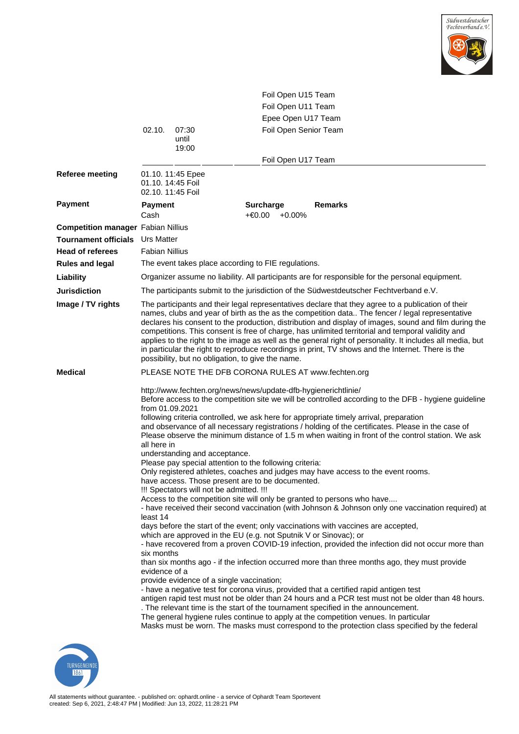| | | | |
|---|---|---|---|
| | | | Foil Open U15 Team |
| | | | Foil Open U11 Team |
| | | | Epee Open U17 Team |
| | 02.10. | 07:30 until 19:00 | Foil Open Senior Team |
| | | | Foil Open U17 Team |

**Referee meeting** 01.10. 11:45 Epee
01.10. 14:45 Foil
02.10. 11:45 Foil

**Payment**

| Payment | Surcharge | Remarks |
|---|---|---|
| Cash | +€0.00 +0.00% | |

**Competition manager** Fabian Nillius

**Tournament officials** Urs Matter

**Head of referees** Fabian Nillius

**Rules and legal** The event takes place according to FIE regulations.

**Liability** Organizer assume no liability. All participants are for responsible for the personal equipment.

**Jurisdiction** The participants submit to the jurisdiction of the Südwestdeutscher Fechtverband e.V.

**Image / TV rights** The participants and their legal representatives declare that they agree to a publication of their names, clubs and year of birth as the as the competition data.. The fencer / legal representative declares his consent to the production, distribution and display of images, sound and film during the competitions. This consent is free of charge, has unlimited territorial and temporal validity and applies to the right to the image as well as the general right of personality. It includes all media, but in particular the right to reproduce recordings in print, TV shows and the Internet. There is the possibility, but no obligation, to give the name.

**Medical** PLEASE NOTE THE DFB CORONA RULES AT www.fechten.org

http://www.fechten.org/news/news/update-dfb-hygienerichtlinie/
Before access to the competition site we will be controlled according to the DFB - hygiene guideline from 01.09.2021
following criteria controlled, we ask here for appropriate timely arrival, preparation
and observance of all necessary registrations / holding of the certificates. Please in the case of
Please observe the minimum distance of 1.5 m when waiting in front of the control station. We ask all here in
understanding and acceptance.
Please pay special attention to the following criteria:
Only registered athletes, coaches and judges may have access to the event rooms.
have access. Those present are to be documented.
!!! Spectators will not be admitted. !!!
Access to the competition site will only be granted to persons who have....
- have received their second vaccination (with Johnson & Johnson only one vaccination required) at least 14
days before the start of the event; only vaccinations with vaccines are accepted,
which are approved in the EU (e.g. not Sputnik V or Sinovac); or
- have recovered from a proven COVID-19 infection, provided the infection did not occur more than six months
than six months ago - if the infection occurred more than three months ago, they must provide evidence of a
provide evidence of a single vaccination;
- have a negative test for corona virus, provided that a certified rapid antigen test
antigen rapid test must not be older than 24 hours and a PCR test must not be older than 48 hours.
. The relevant time is the start of the tournament specified in the announcement.
The general hygiene rules continue to apply at the competition venues. In particular
Masks must be worn. The masks must correspond to the protection class specified by the federal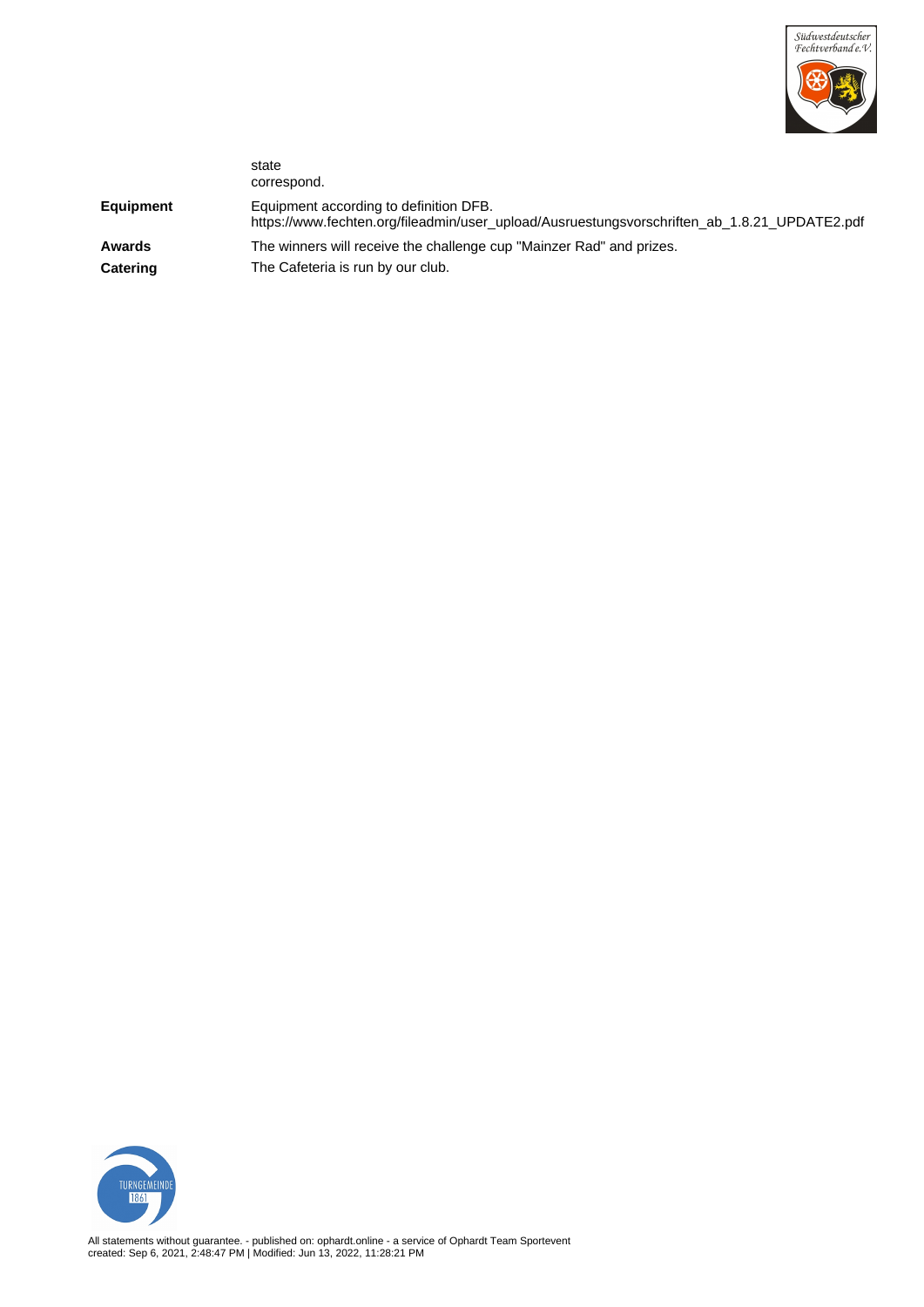| | |
|---|---|
| | state correspond. |
| **Equipment** | Equipment according to definition DFB. https://www.fechten.org/fileadmin/user_upload/Ausruestungsvorschriften_ab_1.8.21_UPDATE2.pdf |
| **Awards** | The winners will receive the challenge cup "Mainzer Rad" and prizes. |
| **Catering** | The Cafeteria is run by our club. |

All statements without guarantee. - published on: ophardt.online - a service of Ophardt Team Sportevent
created: Sep 6, 2021, 2:48:47 PM | Modified: Jun 13, 2022, 11:28:21 PM